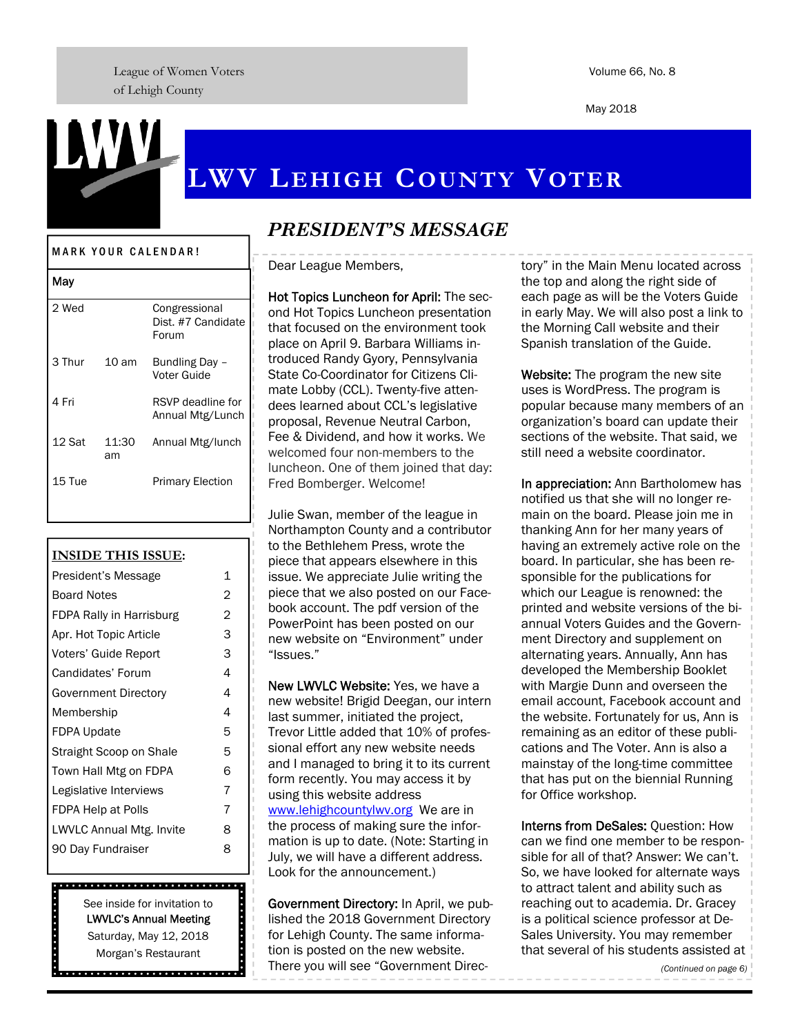League of Women Voters
of Lehigh County

Volume 66, No. 8

May 2018

# LWV Lehigh County Voter

**MARK YOUR CALENDAR!**

| May | | |
|---|---|---|
| 2 Wed | | Congressional Dist. #7 Candidate Forum |
| 3 Thur | 10 am | Bundling Day – Voter Guide |
| 4 Fri | | RSVP deadline for Annual Mtg/Lunch |
| 12 Sat | 11:30 am | Annual Mtg/lunch |
| 15 Tue | | Primary Election |

**INSIDE THIS ISSUE:**

| | |
|---|---|
| President's Message | 1 |
| Board Notes | 2 |
| FDPA Rally in Harrisburg | 2 |
| Apr. Hot Topic Article | 3 |
| Voters' Guide Report | 3 |
| Candidates' Forum | 4 |
| Government Directory | 4 |
| Membership | 4 |
| FDPA Update | 5 |
| Straight Scoop on Shale | 5 |
| Town Hall Mtg on FDPA | 6 |
| Legislative Interviews | 7 |
| FDPA Help at Polls | 7 |
| LWVLC Annual Mtg. Invite | 8 |
| 90 Day Fundraiser | 8 |

See inside for invitation to
**LWVLC's Annual Meeting**
Saturday, May 12, 2018
Morgan's Restaurant

## *PRESIDENT'S MESSAGE*

Dear League Members,

**Hot Topics Luncheon for April:** The second Hot Topics Luncheon presentation that focused on the environment took place on April 9. Barbara Williams introduced Randy Gyory, Pennsylvania State Co-Coordinator for Citizens Climate Lobby (CCL). Twenty-five attendees learned about CCL's legislative proposal, Revenue Neutral Carbon, Fee & Dividend, and how it works. We welcomed four non-members to the luncheon. One of them joined that day: Fred Bomberger. Welcome!

Julie Swan, member of the league in Northampton County and a contributor to the Bethlehem Press, wrote the piece that appears elsewhere in this issue. We appreciate Julie writing the piece that we also posted on our Facebook account. The pdf version of the PowerPoint has been posted on our new website on "Environment" under "Issues."

**New LWVLC Website:** Yes, we have a new website! Brigid Deegan, our intern last summer, initiated the project, Trevor Little added that 10% of professional effort any new website needs and I managed to bring it to its current form recently. You may access it by using this website address www.lehighcountylwv.org We are in the process of making sure the information is up to date. (Note: Starting in July, we will have a different address. Look for the announcement.)

**Government Directory:** In April, we published the 2018 Government Directory for Lehigh County. The same information is posted on the new website. There you will see "Government Directory" in the Main Menu located across the top and along the right side of each page as will be the Voters Guide in early May. We will also post a link to the Morning Call website and their Spanish translation of the Guide.

**Website:** The program the new site uses is WordPress. The program is popular because many members of an organization's board can update their sections of the website. That said, we still need a website coordinator.

**In appreciation:** Ann Bartholomew has notified us that she will no longer remain on the board. Please join me in thanking Ann for her many years of having an extremely active role on the board. In particular, she has been responsible for the publications for which our League is renowned: the printed and website versions of the biannual Voters Guides and the Government Directory and supplement on alternating years. Annually, Ann has developed the Membership Booklet with Margie Dunn and overseen the email account, Facebook account and the website. Fortunately for us, Ann is remaining as an editor of these publications and The Voter. Ann is also a mainstay of the long-time committee that has put on the biennial Running for Office workshop.

**Interns from DeSales:** Question: How can we find one member to be responsible for all of that? Answer: We can't. So, we have looked for alternate ways to attract talent and ability such as reaching out to academia. Dr. Gracey is a political science professor at DeSales University. You may remember that several of his students assisted at

*(Continued on page 6)*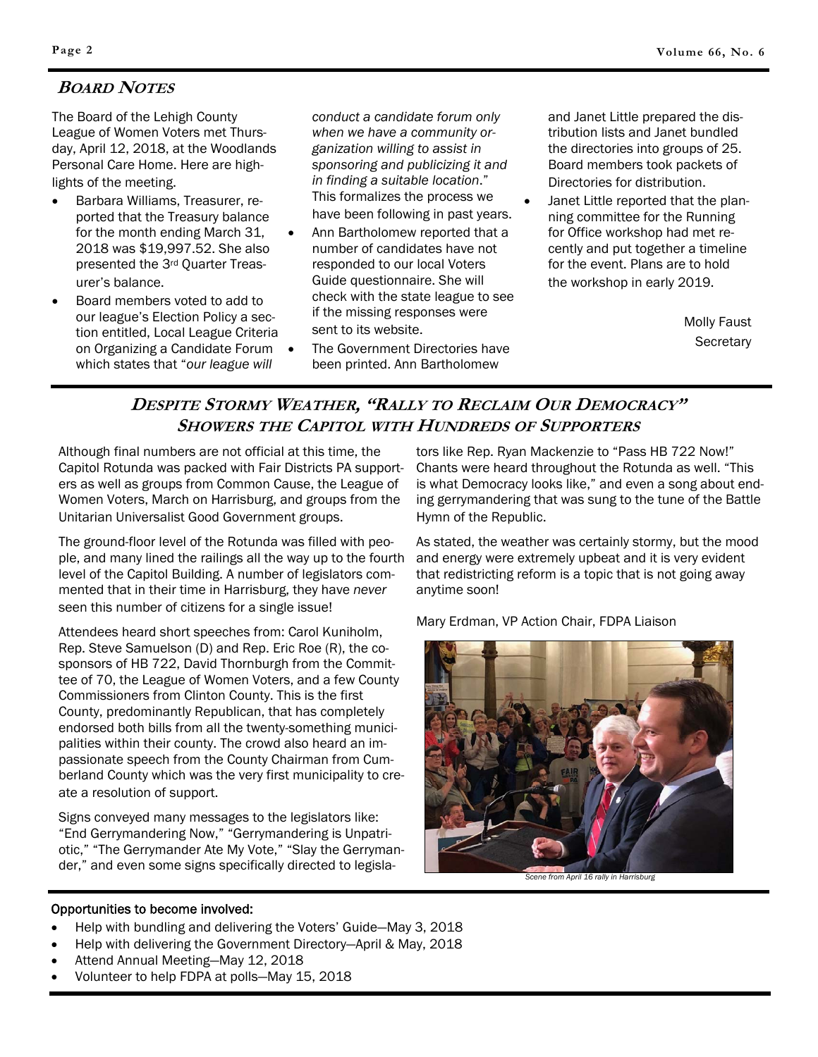## Board Notes

The Board of the Lehigh County League of Women Voters met Thursday, April 12, 2018, at the Woodlands Personal Care Home. Here are highlights of the meeting.

- Barbara Williams, Treasurer, reported that the Treasury balance for the month ending March 31, 2018 was $19,997.52. She also presented the 3rd Quarter Treasurer's balance.
- Board members voted to add to our league's Election Policy a section entitled, Local League Criteria on Organizing a Candidate Forum which states that "*our league will conduct a candidate forum only when we have a community organization willing to assist in sponsoring and publicizing it and in finding a suitable location*." This formalizes the process we have been following in past years.
- Ann Bartholomew reported that a number of candidates have not responded to our local Voters Guide questionnaire. She will check with the state league to see if the missing responses were sent to its website.
- The Government Directories have been printed. Ann Bartholomew and Janet Little prepared the distribution lists and Janet bundled the directories into groups of 25. Board members took packets of Directories for distribution.
- Janet Little reported that the planning committee for the Running for Office workshop had met recently and put together a timeline for the event. Plans are to hold the workshop in early 2019.

Molly Faust
Secretary

## Despite Stormy Weather, "Rally to Reclaim Our Democracy" Showers the Capitol with Hundreds of Supporters

Although final numbers are not official at this time, the Capitol Rotunda was packed with Fair Districts PA supporters as well as groups from Common Cause, the League of Women Voters, March on Harrisburg, and groups from the Unitarian Universalist Good Government groups.

The ground-floor level of the Rotunda was filled with people, and many lined the railings all the way up to the fourth level of the Capitol Building. A number of legislators commented that in their time in Harrisburg, they have *never* seen this number of citizens for a single issue!

Attendees heard short speeches from: Carol Kuniholm, Rep. Steve Samuelson (D) and Rep. Eric Roe (R), the cosponsors of HB 722, David Thornburgh from the Committee of 70, the League of Women Voters, and a few County Commissioners from Clinton County. This is the first County, predominantly Republican, that has completely endorsed both bills from all the twenty-something municipalities within their county. The crowd also heard an impassionate speech from the County Chairman from Cumberland County which was the very first municipality to create a resolution of support.

Signs conveyed many messages to the legislators like: "End Gerrymandering Now," "Gerrymandering is Unpatriotic," "The Gerrymander Ate My Vote," "Slay the Gerrymander," and even some signs specifically directed to legislators like Rep. Ryan Mackenzie to "Pass HB 722 Now!" Chants were heard throughout the Rotunda as well. "This is what Democracy looks like," and even a song about ending gerrymandering that was sung to the tune of the Battle Hymn of the Republic.

As stated, the weather was certainly stormy, but the mood and energy were extremely upbeat and it is very evident that redistricting reform is a topic that is not going away anytime soon!

Mary Erdman, VP Action Chair, FDPA Liaison

*Scene from April 16 rally in Harrisburg*

**Opportunities to become involved:**

- Help with bundling and delivering the Voters' Guide—May 3, 2018
- Help with delivering the Government Directory—April & May, 2018
- Attend Annual Meeting—May 12, 2018
- Volunteer to help FDPA at polls—May 15, 2018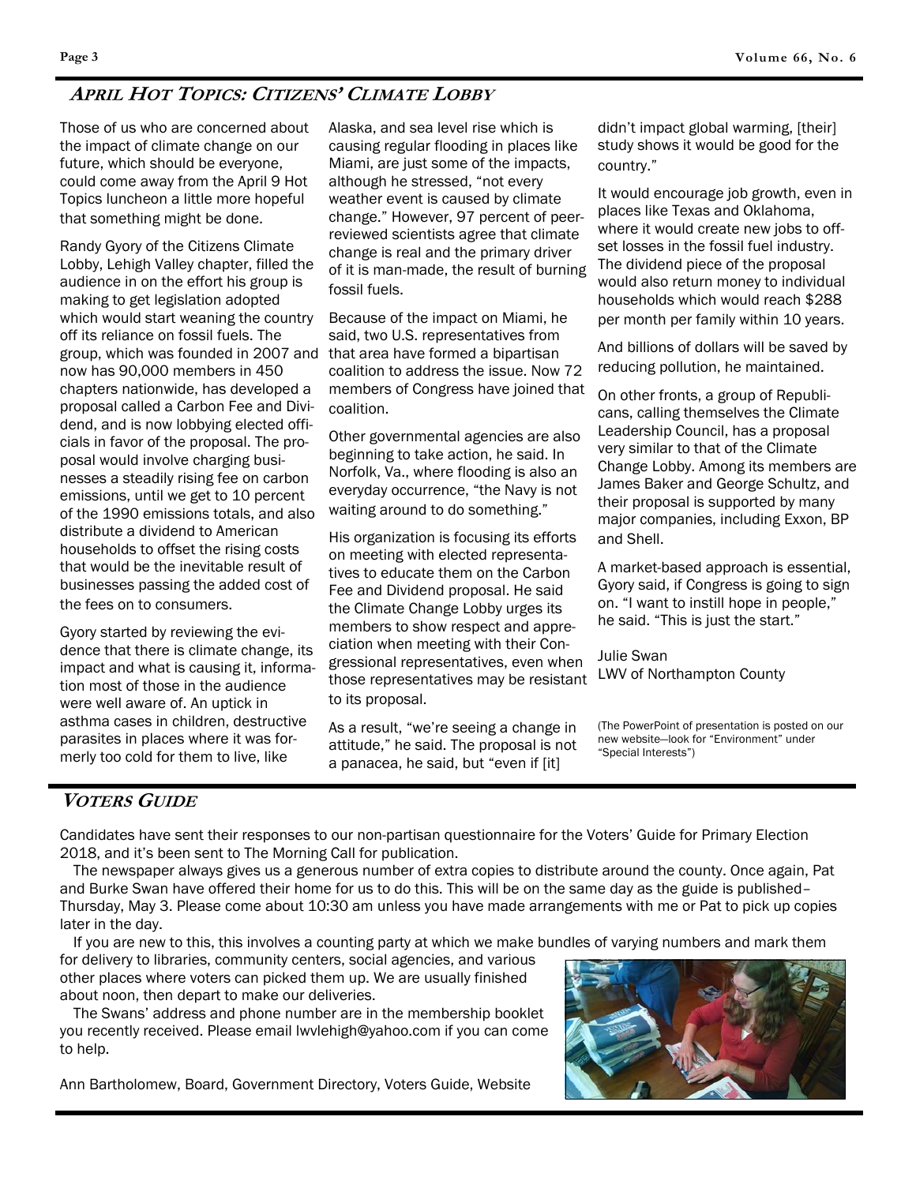## APRIL HOT TOPICS: CITIZENS' CLIMATE LOBBY

Those of us who are concerned about the impact of climate change on our future, which should be everyone, could come away from the April 9 Hot Topics luncheon a little more hopeful that something might be done.

Randy Gyory of the Citizens Climate Lobby, Lehigh Valley chapter, filled the audience in on the effort his group is making to get legislation adopted which would start weaning the country off its reliance on fossil fuels. The group, which was founded in 2007 and now has 90,000 members in 450 chapters nationwide, has developed a proposal called a Carbon Fee and Dividend, and is now lobbying elected officials in favor of the proposal. The proposal would involve charging businesses a steadily rising fee on carbon emissions, until we get to 10 percent of the 1990 emissions totals, and also distribute a dividend to American households to offset the rising costs that would be the inevitable result of businesses passing the added cost of the fees on to consumers.

Gyory started by reviewing the evidence that there is climate change, its impact and what is causing it, information most of those in the audience were well aware of. An uptick in asthma cases in children, destructive parasites in places where it was formerly too cold for them to live, like Alaska, and sea level rise which is causing regular flooding in places like Miami, are just some of the impacts, although he stressed, "not every weather event is caused by climate change." However, 97 percent of peer-reviewed scientists agree that climate change is real and the primary driver of it is man-made, the result of burning fossil fuels.

Because of the impact on Miami, he said, two U.S. representatives from that area have formed a bipartisan coalition to address the issue. Now 72 members of Congress have joined that coalition.

Other governmental agencies are also beginning to take action, he said. In Norfolk, Va., where flooding is also an everyday occurrence, "the Navy is not waiting around to do something."

His organization is focusing its efforts on meeting with elected representatives to educate them on the Carbon Fee and Dividend proposal. He said the Climate Change Lobby urges its members to show respect and appreciation when meeting with their Congressional representatives, even when those representatives may be resistant to its proposal.

As a result, "we're seeing a change in attitude," he said. The proposal is not a panacea, he said, but "even if [it] didn't impact global warming, [their] study shows it would be good for the country."

It would encourage job growth, even in places like Texas and Oklahoma, where it would create new jobs to offset losses in the fossil fuel industry. The dividend piece of the proposal would also return money to individual households which would reach $288 per month per family within 10 years.

And billions of dollars will be saved by reducing pollution, he maintained.

On other fronts, a group of Republicans, calling themselves the Climate Leadership Council, has a proposal very similar to that of the Climate Change Lobby. Among its members are James Baker and George Schultz, and their proposal is supported by many major companies, including Exxon, BP and Shell.

A market-based approach is essential, Gyory said, if Congress is going to sign on. "I want to instill hope in people," he said. "This is just the start."

Julie Swan
LWV of Northampton County

(The PowerPoint of presentation is posted on our new website—look for "Environment" under "Special Interests")

## VOTERS GUIDE

Candidates have sent their responses to our non-partisan questionnaire for the Voters' Guide for Primary Election 2018, and it's been sent to The Morning Call for publication.

The newspaper always gives us a generous number of extra copies to distribute around the county. Once again, Pat and Burke Swan have offered their home for us to do this. This will be on the same day as the guide is published–Thursday, May 3. Please come about 10:30 am unless you have made arrangements with me or Pat to pick up copies later in the day.

If you are new to this, this involves a counting party at which we make bundles of varying numbers and mark them for delivery to libraries, community centers, social agencies, and various other places where voters can picked them up. We are usually finished about noon, then depart to make our deliveries.

The Swans' address and phone number are in the membership booklet you recently received. Please email lwvlehigh@yahoo.com if you can come to help.

Ann Bartholomew, Board, Government Directory, Voters Guide, Website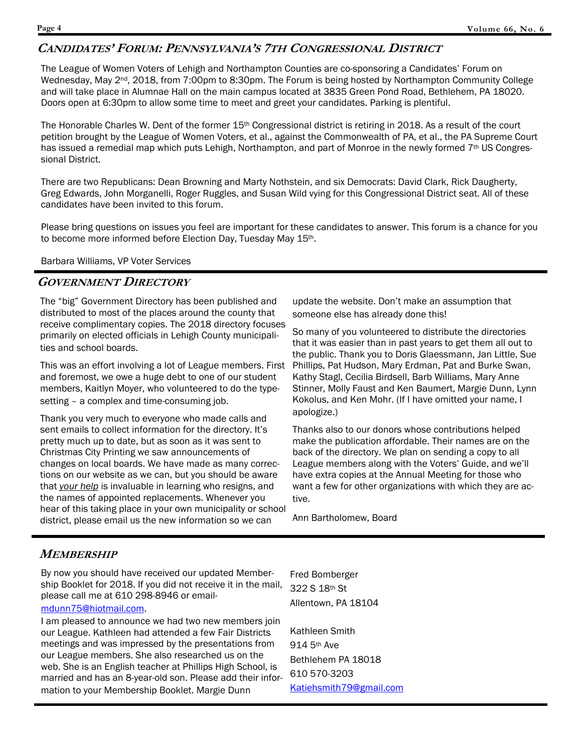## *Candidates' Forum: Pennsylvania's 7th Congressional District*

The League of Women Voters of Lehigh and Northampton Counties are co-sponsoring a Candidates' Forum on Wednesday, May 2nd, 2018, from 7:00pm to 8:30pm. The Forum is being hosted by Northampton Community College and will take place in Alumnae Hall on the main campus located at 3835 Green Pond Road, Bethlehem, PA 18020. Doors open at 6:30pm to allow some time to meet and greet your candidates. Parking is plentiful.

The Honorable Charles W. Dent of the former 15th Congressional district is retiring in 2018. As a result of the court petition brought by the League of Women Voters, et al., against the Commonwealth of PA, et al., the PA Supreme Court has issued a remedial map which puts Lehigh, Northampton, and part of Monroe in the newly formed 7th US Congressional District.

There are two Republicans: Dean Browning and Marty Nothstein, and six Democrats: David Clark, Rick Daugherty, Greg Edwards, John Morganelli, Roger Ruggles, and Susan Wild vying for this Congressional District seat. All of these candidates have been invited to this forum.

Please bring questions on issues you feel are important for these candidates to answer. This forum is a chance for you to become more informed before Election Day, Tuesday May 15th.

Barbara Williams, VP Voter Services

## *Government Directory*

The "big" Government Directory has been published and distributed to most of the places around the county that receive complimentary copies. The 2018 directory focuses primarily on elected officials in Lehigh County municipalities and school boards.

This was an effort involving a lot of League members. First and foremost, we owe a huge debt to one of our student members, Kaitlyn Moyer, who volunteered to do the typesetting – a complex and time-consuming job.

Thank you very much to everyone who made calls and sent emails to collect information for the directory. It's pretty much up to date, but as soon as it was sent to Christmas City Printing we saw announcements of changes on local boards. We have made as many corrections on our website as we can, but you should be aware that *your help* is invaluable in learning who resigns, and the names of appointed replacements. Whenever you hear of this taking place in your own municipality or school district, please email us the new information so we can update the website. Don't make an assumption that someone else has already done this!

So many of you volunteered to distribute the directories that it was easier than in past years to get them all out to the public. Thank you to Doris Glaessmann, Jan Little, Sue Phillips, Pat Hudson, Mary Erdman, Pat and Burke Swan, Kathy Stagl, Cecilia Birdsell, Barb Williams, Mary Anne Stinner, Molly Faust and Ken Baumert, Margie Dunn, Lynn Kokolus, and Ken Mohr. (If I have omitted your name, I apologize.)

Thanks also to our donors whose contributions helped make the publication affordable. Their names are on the back of the directory. We plan on sending a copy to all League members along with the Voters' Guide, and we'll have extra copies at the Annual Meeting for those who want a few for other organizations with which they are active.

Ann Bartholomew, Board

## *Membership*

By now you should have received our updated Membership Booklet for 2018. If you did not receive it in the mail, please call me at 610 298-8946 or email- mdunn75@hiotmail.com.

I am pleased to announce we had two new members join our League. Kathleen had attended a few Fair Districts meetings and was impressed by the presentations from our League members. She also researched us on the web. She is an English teacher at Phillips High School, is married and has an 8-year-old son. Please add their information to your Membership Booklet. Margie Dunn

Fred Bomberger  
322 S 18th St  
Allentown, PA 18104

Kathleen Smith  
914 5th Ave  
Bethlehem PA 18018  
610 570-3203  
Katiehsmith79@gmail.com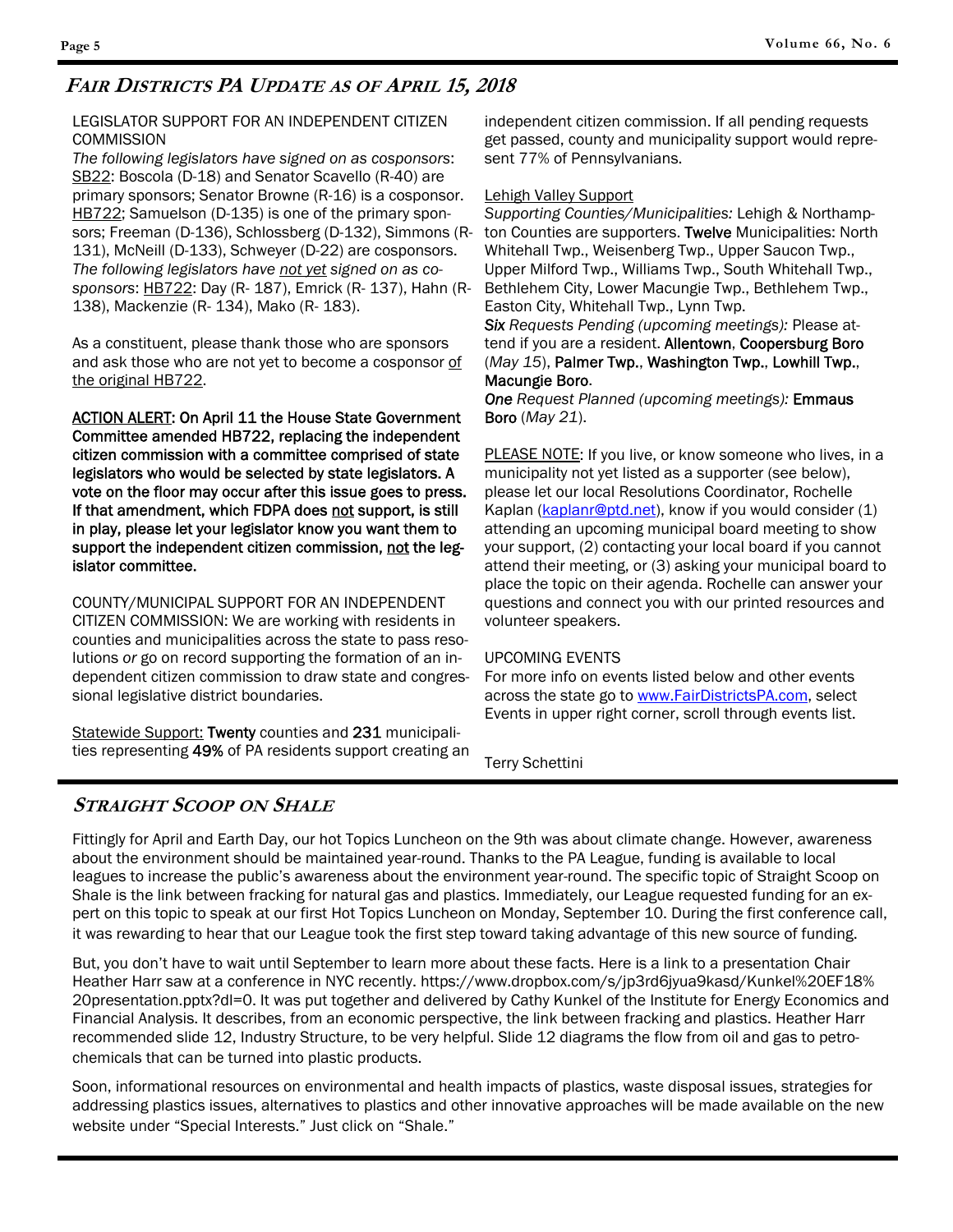## FAIR DISTRICTS PA UPDATE AS OF APRIL 15, 2018

LEGISLATOR SUPPORT FOR AN INDEPENDENT CITIZEN COMMISSION

*The following legislators have signed on as cosponsors*: SB22: Boscola (D-18) and Senator Scavello (R-40) are primary sponsors; Senator Browne (R-16) is a cosponsor. HB722; Samuelson (D-135) is one of the primary sponsors; Freeman (D-136), Schlossberg (D-132), Simmons (R-131), McNeill (D-133), Schweyer (D-22) are cosponsors. *The following legislators have not yet signed on as cosponsors*: HB722: Day (R- 187), Emrick (R- 137), Hahn (R-138), Mackenzie (R- 134), Mako (R- 183).

As a constituent, please thank those who are sponsors and ask those who are not yet to become a cosponsor of the original HB722.

**ACTION ALERT: On April 11 the House State Government Committee amended HB722, replacing the independent citizen commission with a committee comprised of state legislators who would be selected by state legislators. A vote on the floor may occur after this issue goes to press. If that amendment, which FDPA does not support, is still in play, please let your legislator know you want them to support the independent citizen commission, not the legislator committee.**

COUNTY/MUNICIPAL SUPPORT FOR AN INDEPENDENT CITIZEN COMMISSION: We are working with residents in counties and municipalities across the state to pass resolutions *or* go on record supporting the formation of an independent citizen commission to draw state and congressional legislative district boundaries.

Statewide Support: **Twenty** counties and **231** municipalities representing **49%** of PA residents support creating an independent citizen commission. If all pending requests get passed, county and municipality support would represent 77% of Pennsylvanians.

Lehigh Valley Support

*Supporting Counties/Municipalities:* Lehigh & Northampton Counties are supporters. **Twelve** Municipalities: North Whitehall Twp., Weisenberg Twp., Upper Saucon Twp., Upper Milford Twp., Williams Twp., South Whitehall Twp., Bethlehem City, Lower Macungie Twp., Bethlehem Twp., Easton City, Whitehall Twp., Lynn Twp.

***Six** Requests Pending (upcoming meetings):* Please attend if you are a resident. **Allentown**, **Coopersburg Boro** (*May 15*), **Palmer Twp.**, **Washington Twp.**, **Lowhill Twp.**, **Macungie Boro**.

***One** Request Planned (upcoming meetings):* **Emmaus Boro** (*May 21*).

PLEASE NOTE: If you live, or know someone who lives, in a municipality not yet listed as a supporter (see below), please let our local Resolutions Coordinator, Rochelle Kaplan (kaplanr@ptd.net), know if you would consider (1) attending an upcoming municipal board meeting to show your support, (2) contacting your local board if you cannot attend their meeting, or (3) asking your municipal board to place the topic on their agenda. Rochelle can answer your questions and connect you with our printed resources and volunteer speakers.

UPCOMING EVENTS

For more info on events listed below and other events across the state go to www.FairDistrictsPA.com, select Events in upper right corner, scroll through events list.

Terry Schettini

## STRAIGHT SCOOP ON SHALE

Fittingly for April and Earth Day, our hot Topics Luncheon on the 9th was about climate change. However, awareness about the environment should be maintained year-round. Thanks to the PA League, funding is available to local leagues to increase the public's awareness about the environment year-round. The specific topic of Straight Scoop on Shale is the link between fracking for natural gas and plastics. Immediately, our League requested funding for an expert on this topic to speak at our first Hot Topics Luncheon on Monday, September 10. During the first conference call, it was rewarding to hear that our League took the first step toward taking advantage of this new source of funding.

But, you don't have to wait until September to learn more about these facts. Here is a link to a presentation Chair Heather Harr saw at a conference in NYC recently. https://www.dropbox.com/s/jp3rd6jyua9kasd/Kunkel%20EF18%20presentation.pptx?dl=0. It was put together and delivered by Cathy Kunkel of the Institute for Energy Economics and Financial Analysis. It describes, from an economic perspective, the link between fracking and plastics. Heather Harr recommended slide 12, Industry Structure, to be very helpful. Slide 12 diagrams the flow from oil and gas to petrochemicals that can be turned into plastic products.

Soon, informational resources on environmental and health impacts of plastics, waste disposal issues, strategies for addressing plastics issues, alternatives to plastics and other innovative approaches will be made available on the new website under "Special Interests." Just click on "Shale."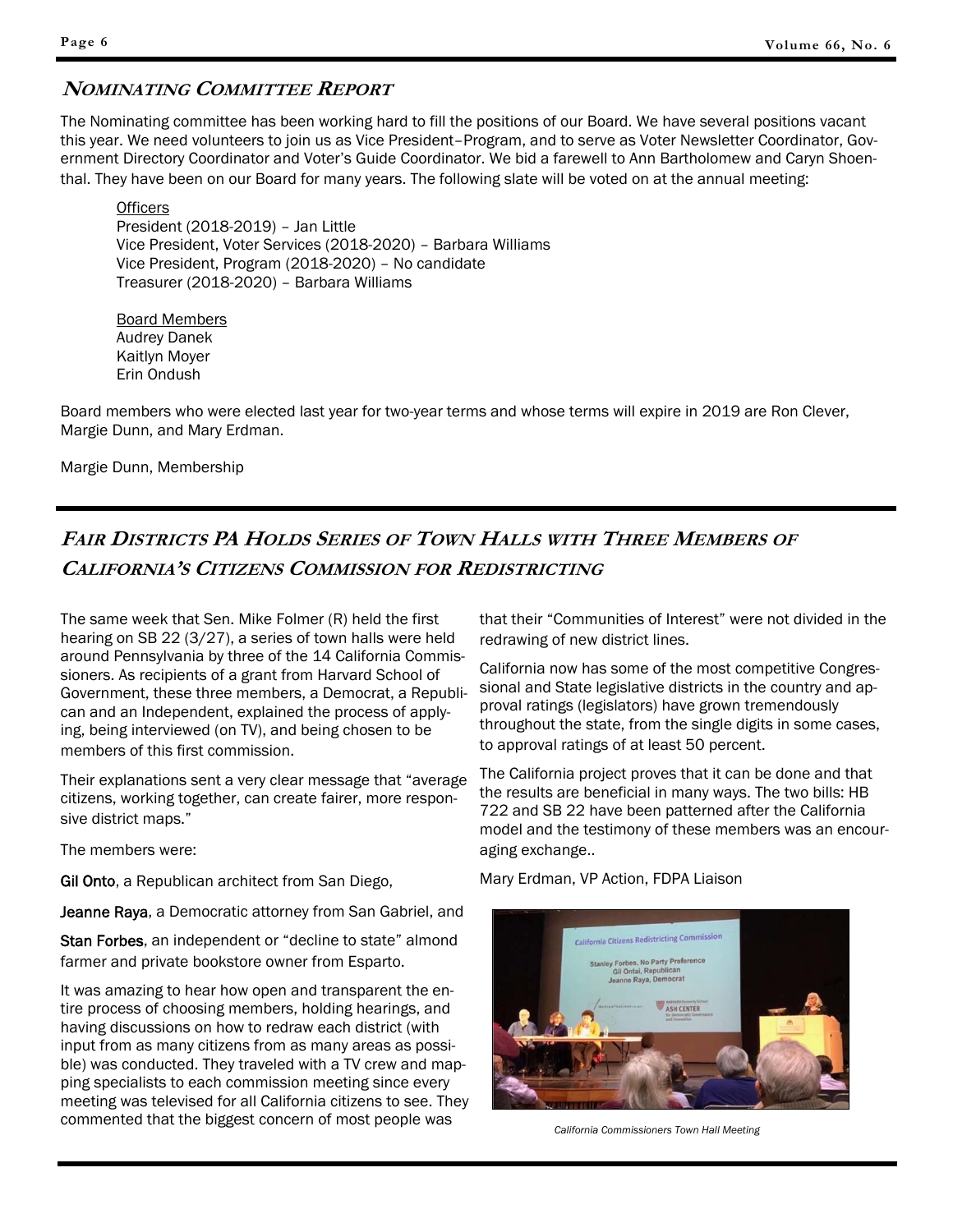## Nominating Committee Report

The Nominating committee has been working hard to fill the positions of our Board. We have several positions vacant this year. We need volunteers to join us as Vice President–Program, and to serve as Voter Newsletter Coordinator, Government Directory Coordinator and Voter's Guide Coordinator. We bid a farewell to Ann Bartholomew and Caryn Shoenthal. They have been on our Board for many years. The following slate will be voted on at the annual meeting:

Officers
President (2018-2019) – Jan Little
Vice President, Voter Services (2018-2020) – Barbara Williams
Vice President, Program (2018-2020) – No candidate
Treasurer (2018-2020) – Barbara Williams

Board Members
Audrey Danek
Kaitlyn Moyer
Erin Ondush

Board members who were elected last year for two-year terms and whose terms will expire in 2019 are Ron Clever, Margie Dunn, and Mary Erdman.

Margie Dunn, Membership

## Fair Districts PA Holds Series of Town Halls with Three Members of California's Citizens Commission for Redistricting

The same week that Sen. Mike Folmer (R) held the first hearing on SB 22 (3/27), a series of town halls were held around Pennsylvania by three of the 14 California Commissioners. As recipients of a grant from Harvard School of Government, these three members, a Democrat, a Republican and an Independent, explained the process of applying, being interviewed (on TV), and being chosen to be members of this first commission.

Their explanations sent a very clear message that "average citizens, working together, can create fairer, more responsive district maps."

The members were:

**Gil Onto**, a Republican architect from San Diego,

**Jeanne Raya**, a Democratic attorney from San Gabriel, and

**Stan Forbes**, an independent or "decline to state" almond farmer and private bookstore owner from Esparto.

It was amazing to hear how open and transparent the entire process of choosing members, holding hearings, and having discussions on how to redraw each district (with input from as many citizens from as many areas as possible) was conducted. They traveled with a TV crew and mapping specialists to each commission meeting since every meeting was televised for all California citizens to see. They commented that the biggest concern of most people was that their "Communities of Interest" were not divided in the redrawing of new district lines.

California now has some of the most competitive Congressional and State legislative districts in the country and approval ratings (legislators) have grown tremendously throughout the state, from the single digits in some cases, to approval ratings of at least 50 percent.

The California project proves that it can be done and that the results are beneficial in many ways. The two bills: HB 722 and SB 22 have been patterned after the California model and the testimony of these members was an encouraging exchange..

Mary Erdman, VP Action, FDPA Liaison

*California Commissioners Town Hall Meeting*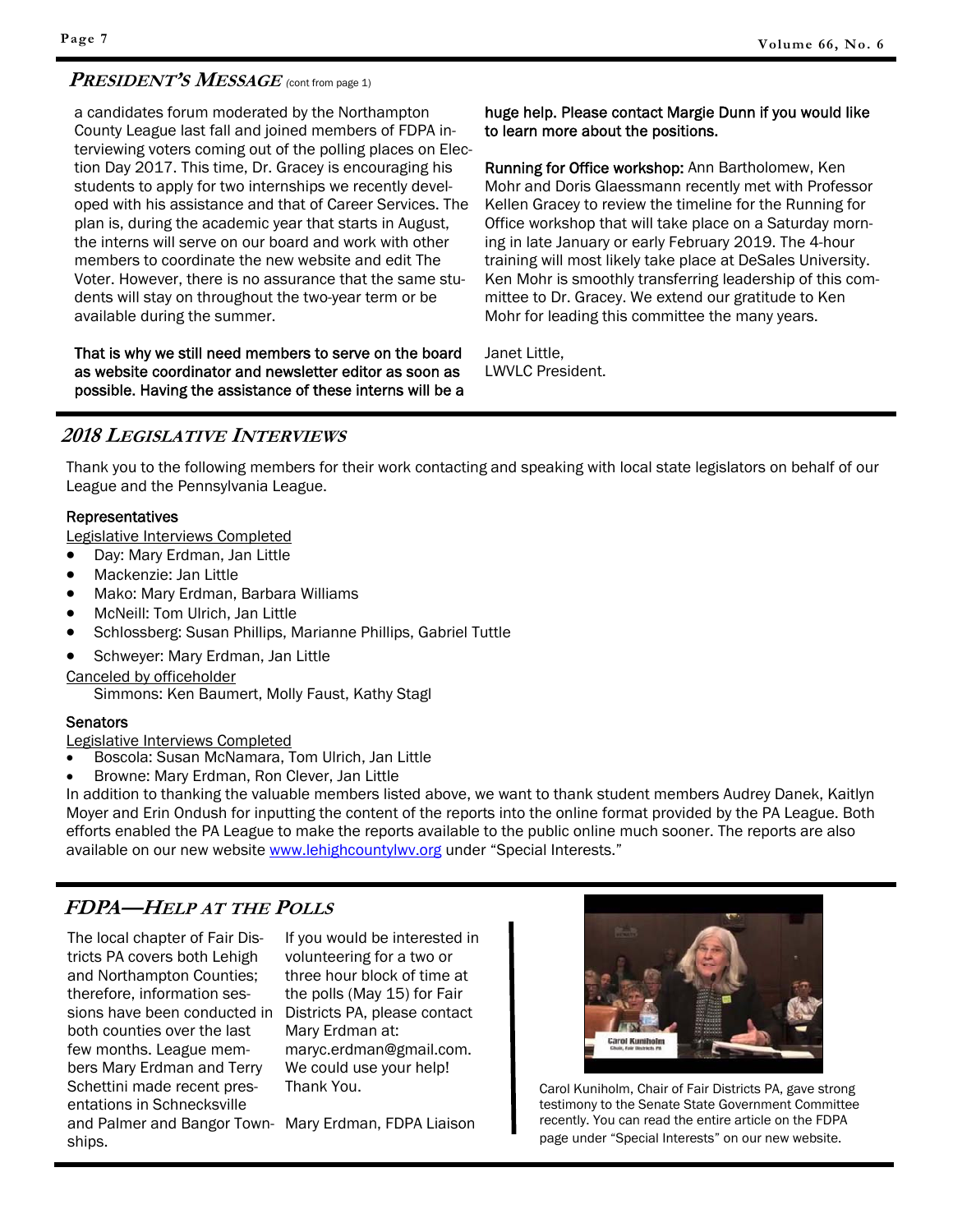## *PRESIDENT'S MESSAGE* (cont from page 1)

a candidates forum moderated by the Northampton County League last fall and joined members of FDPA interviewing voters coming out of the polling places on Election Day 2017. This time, Dr. Gracey is encouraging his students to apply for two internships we recently developed with his assistance and that of Career Services. The plan is, during the academic year that starts in August, the interns will serve on our board and work with other members to coordinate the new website and edit The Voter. However, there is no assurance that the same students will stay on throughout the two-year term or be available during the summer.

**That is why we still need members to serve on the board as website coordinator and newsletter editor as soon as possible. Having the assistance of these interns will be a huge help. Please contact Margie Dunn if you would like to learn more about the positions.**

**Running for Office workshop:** Ann Bartholomew, Ken Mohr and Doris Glaessmann recently met with Professor Kellen Gracey to review the timeline for the Running for Office workshop that will take place on a Saturday morning in late January or early February 2019. The 4-hour training will most likely take place at DeSales University. Ken Mohr is smoothly transferring leadership of this committee to Dr. Gracey. We extend our gratitude to Ken Mohr for leading this committee the many years.

Janet Little,
LWVLC President.

## *2018 LEGISLATIVE INTERVIEWS*

Thank you to the following members for their work contacting and speaking with local state legislators on behalf of our League and the Pennsylvania League.

**Representatives**

Legislative Interviews Completed

- Day: Mary Erdman, Jan Little
- Mackenzie: Jan Little
- Mako: Mary Erdman, Barbara Williams
- McNeill: Tom Ulrich, Jan Little
- Schlossberg: Susan Phillips, Marianne Phillips, Gabriel Tuttle
- Schweyer: Mary Erdman, Jan Little

Canceled by officeholder

Simmons: Ken Baumert, Molly Faust, Kathy Stagl

**Senators**

Legislative Interviews Completed

- Boscola: Susan McNamara, Tom Ulrich, Jan Little
- Browne: Mary Erdman, Ron Clever, Jan Little

In addition to thanking the valuable members listed above, we want to thank student members Audrey Danek, Kaitlyn Moyer and Erin Ondush for inputting the content of the reports into the online format provided by the PA League. Both efforts enabled the PA League to make the reports available to the public online much sooner. The reports are also available on our new website www.lehighcountylwv.org under "Special Interests."

## *FDPA—HELP AT THE POLLS*

The local chapter of Fair Districts PA covers both Lehigh and Northampton Counties; therefore, information sessions have been conducted in both counties over the last few months. League members Mary Erdman and Terry Schettini made recent presentations in Schnecksville and Palmer and Bangor Townships.

If you would be interested in volunteering for a two or three hour block of time at the polls (May 15) for Fair Districts PA, please contact Mary Erdman at: maryc.erdman@gmail.com. We could use your help! Thank You.

Mary Erdman, FDPA Liaison

Carol Kuniholm, Chair of Fair Districts PA, gave strong testimony to the Senate State Government Committee recently. You can read the entire article on the FDPA page under "Special Interests" on our new website.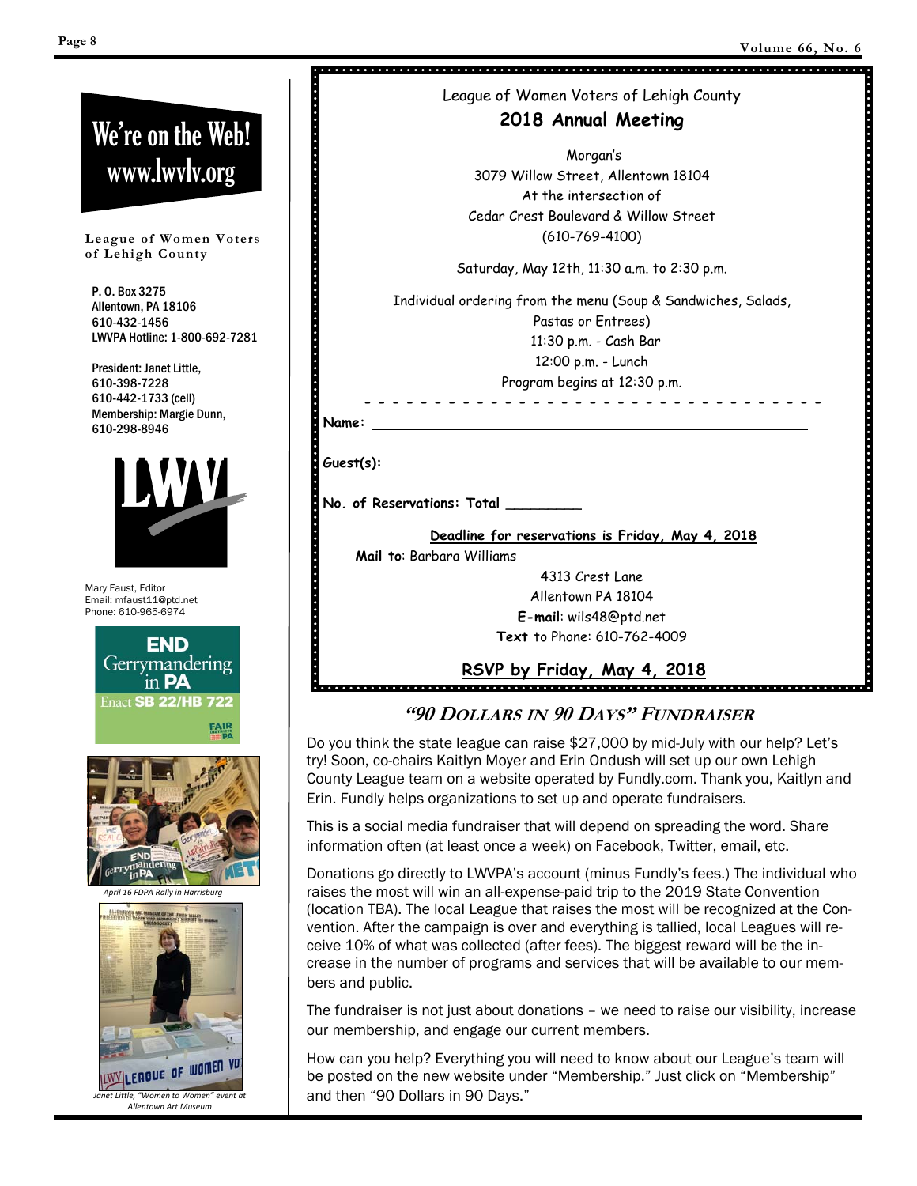## We're on the Web!
## www.lwvlv.org

**League of Women Voters of Lehigh County**

P. O. Box 3275
Allentown, PA 18106
610-432-1456
LWVPA Hotline: 1-800-692-7281

President: Janet Little,
610-398-7228
610-442-1733 (cell)
Membership: Margie Dunn,
610-298-8946

Mary Faust, Editor
Email: mfaust11@ptd.net
Phone: 610-965-6974

END Gerrymandering in PA
Enact SB 22/HB 722

*April 16 FDPA Rally in Harrisburg*

*Janet Little, "Women to Women" event at Allentown Art Museum*

---

League of Women Voters of Lehigh County

**2018 Annual Meeting**

Morgan's
3079 Willow Street, Allentown 18104
At the intersection of
Cedar Crest Boulevard & Willow Street
(610-769-4100)

Saturday, May 12th, 11:30 a.m. to 2:30 p.m.

Individual ordering from the menu (Soup & Sandwiches, Salads, Pastas or Entrees)
11:30 p.m. - Cash Bar
12:00 p.m. - Lunch
Program begins at 12:30 p.m.

- - - - - - - - - - - - - - - - - - - - - - - - - - - - - - - -

**Name:** ______________________________

**Guest(s):** ______________________________

**No. of Reservations: Total** _________

**Deadline for reservations is Friday, May 4, 2018**

**Mail to**: Barbara Williams
4313 Crest Lane
Allentown PA 18104
**E-mail**: wils48@ptd.net
**Text** to Phone: 610-762-4009

**RSVP by Friday, May 4, 2018**

---

### *"90 Dollars in 90 Days" Fundraiser*

Do you think the state league can raise $27,000 by mid-July with our help? Let's try! Soon, co-chairs Kaitlyn Moyer and Erin Ondush will set up our own Lehigh County League team on a website operated by Fundly.com. Thank you, Kaitlyn and Erin. Fundly helps organizations to set up and operate fundraisers.

This is a social media fundraiser that will depend on spreading the word. Share information often (at least once a week) on Facebook, Twitter, email, etc.

Donations go directly to LWVPA's account (minus Fundly's fees.) The individual who raises the most will win an all-expense-paid trip to the 2019 State Convention (location TBA). The local League that raises the most will be recognized at the Convention. After the campaign is over and everything is tallied, local Leagues will receive 10% of what was collected (after fees). The biggest reward will be the increase in the number of programs and services that will be available to our members and public.

The fundraiser is not just about donations – we need to raise our visibility, increase our membership, and engage our current members.

How can you help? Everything you will need to know about our League's team will be posted on the new website under "Membership." Just click on "Membership" and then "90 Dollars in 90 Days."